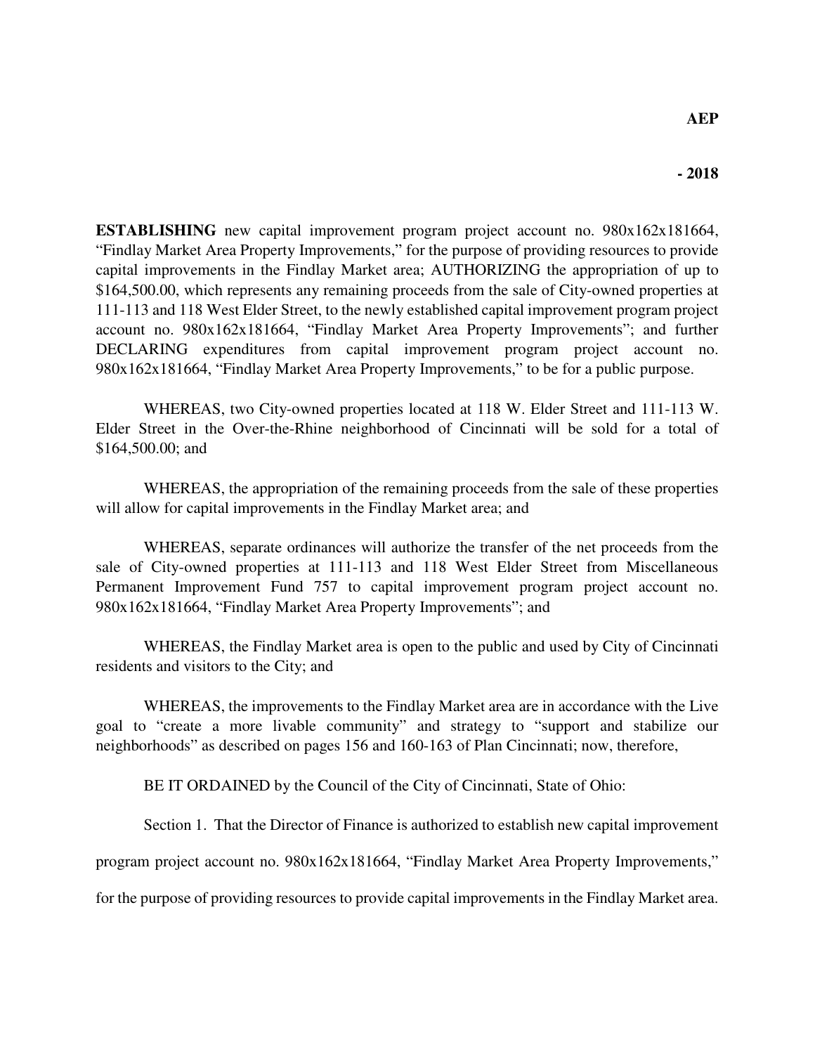**AEP**

**- 2018**

**ESTABLISHING** new capital improvement program project account no. 980x162x181664, "Findlay Market Area Property Improvements," for the purpose of providing resources to provide capital improvements in the Findlay Market area; AUTHORIZING the appropriation of up to $164,500.00, which represents any remaining proceeds from the sale of City-owned properties at 111-113 and 118 West Elder Street, to the newly established capital improvement program project account no. 980x162x181664, "Findlay Market Area Property Improvements"; and further DECLARING expenditures from capital improvement program project account no. 980x162x181664, "Findlay Market Area Property Improvements," to be for a public purpose.

WHEREAS, two City-owned properties located at 118 W. Elder Street and 111-113 W. Elder Street in the Over-the-Rhine neighborhood of Cincinnati will be sold for a total of $164,500.00; and

WHEREAS, the appropriation of the remaining proceeds from the sale of these properties will allow for capital improvements in the Findlay Market area; and

WHEREAS, separate ordinances will authorize the transfer of the net proceeds from the sale of City-owned properties at 111-113 and 118 West Elder Street from Miscellaneous Permanent Improvement Fund 757 to capital improvement program project account no. 980x162x181664, "Findlay Market Area Property Improvements"; and

WHEREAS, the Findlay Market area is open to the public and used by City of Cincinnati residents and visitors to the City; and

WHEREAS, the improvements to the Findlay Market area are in accordance with the Live goal to "create a more livable community" and strategy to "support and stabilize our neighborhoods" as described on pages 156 and 160-163 of Plan Cincinnati; now, therefore,

BE IT ORDAINED by the Council of the City of Cincinnati, State of Ohio:

Section 1. That the Director of Finance is authorized to establish new capital improvement program project account no. 980x162x181664, "Findlay Market Area Property Improvements," for the purpose of providing resources to provide capital improvements in the Findlay Market area.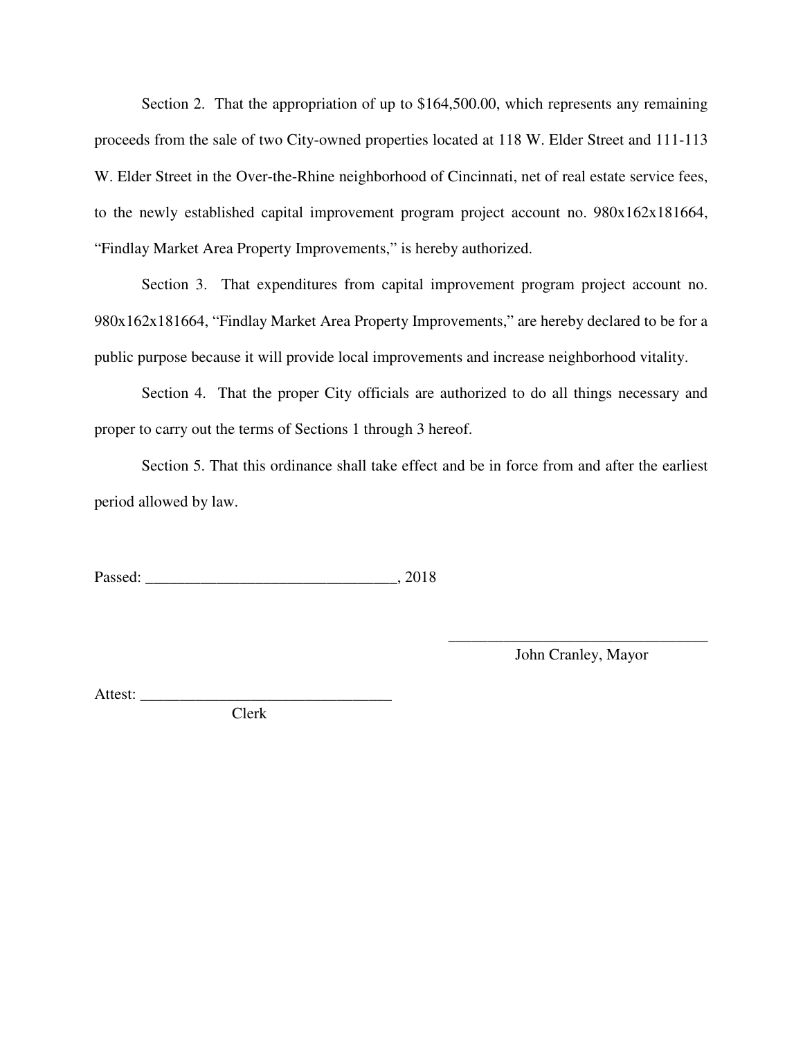Section 2. That the appropriation of up to $164,500.00, which represents any remaining proceeds from the sale of two City-owned properties located at 118 W. Elder Street and 111-113 W. Elder Street in the Over-the-Rhine neighborhood of Cincinnati, net of real estate service fees, to the newly established capital improvement program project account no. 980x162x181664, "Findlay Market Area Property Improvements," is hereby authorized.

Section 3. That expenditures from capital improvement program project account no. 980x162x181664, "Findlay Market Area Property Improvements," are hereby declared to be for a public purpose because it will provide local improvements and increase neighborhood vitality.

Section 4. That the proper City officials are authorized to do all things necessary and proper to carry out the terms of Sections 1 through 3 hereof.

Section 5. That this ordinance shall take effect and be in force from and after the earliest period allowed by law.

Passed: ________________________________, 2018

________________________________
John Cranley, Mayor

Attest: ________________________________
Clerk